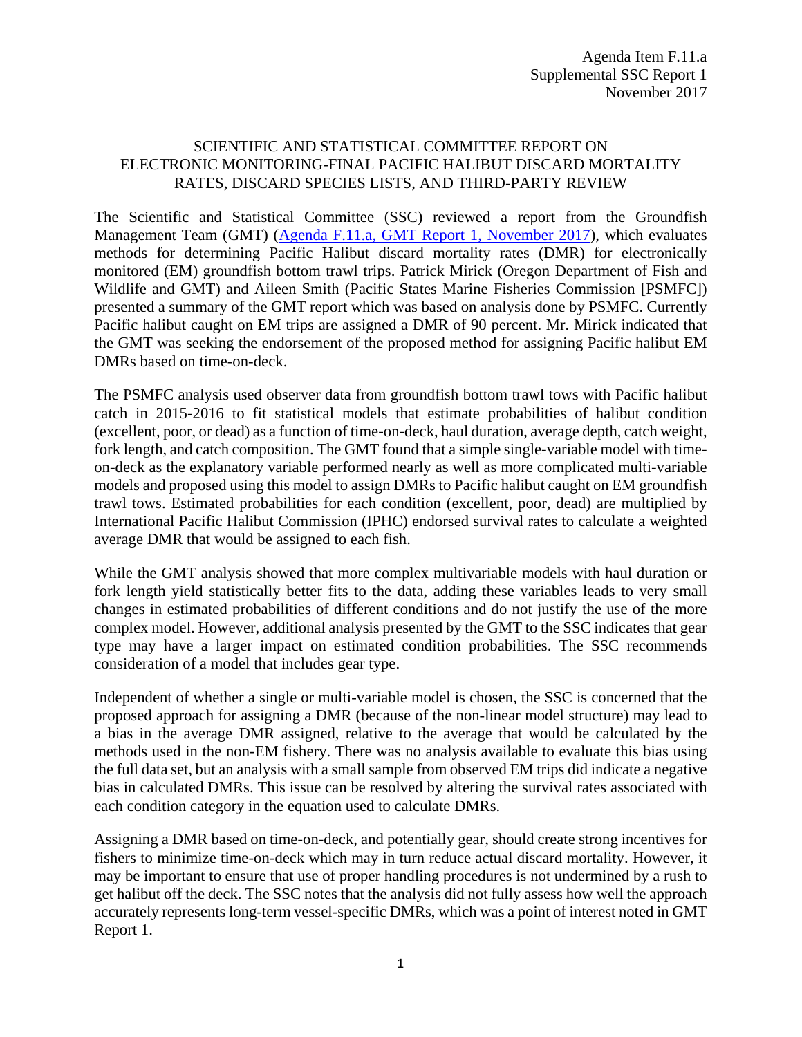Agenda Item F.11.a
Supplemental SSC Report 1
November 2017

# SCIENTIFIC AND STATISTICAL COMMITTEE REPORT ON ELECTRONIC MONITORING-FINAL PACIFIC HALIBUT DISCARD MORTALITY RATES, DISCARD SPECIES LISTS, AND THIRD-PARTY REVIEW

The Scientific and Statistical Committee (SSC) reviewed a report from the Groundfish Management Team (GMT) (Agenda F.11.a, GMT Report 1, November 2017), which evaluates methods for determining Pacific Halibut discard mortality rates (DMR) for electronically monitored (EM) groundfish bottom trawl trips. Patrick Mirick (Oregon Department of Fish and Wildlife and GMT) and Aileen Smith (Pacific States Marine Fisheries Commission [PSMFC]) presented a summary of the GMT report which was based on analysis done by PSMFC. Currently Pacific halibut caught on EM trips are assigned a DMR of 90 percent. Mr. Mirick indicated that the GMT was seeking the endorsement of the proposed method for assigning Pacific halibut EM DMRs based on time-on-deck.

The PSMFC analysis used observer data from groundfish bottom trawl tows with Pacific halibut catch in 2015-2016 to fit statistical models that estimate probabilities of halibut condition (excellent, poor, or dead) as a function of time-on-deck, haul duration, average depth, catch weight, fork length, and catch composition. The GMT found that a simple single-variable model with time-on-deck as the explanatory variable performed nearly as well as more complicated multi-variable models and proposed using this model to assign DMRs to Pacific halibut caught on EM groundfish trawl tows. Estimated probabilities for each condition (excellent, poor, dead) are multiplied by International Pacific Halibut Commission (IPHC) endorsed survival rates to calculate a weighted average DMR that would be assigned to each fish.

While the GMT analysis showed that more complex multivariable models with haul duration or fork length yield statistically better fits to the data, adding these variables leads to very small changes in estimated probabilities of different conditions and do not justify the use of the more complex model. However, additional analysis presented by the GMT to the SSC indicates that gear type may have a larger impact on estimated condition probabilities. The SSC recommends consideration of a model that includes gear type.

Independent of whether a single or multi-variable model is chosen, the SSC is concerned that the proposed approach for assigning a DMR (because of the non-linear model structure) may lead to a bias in the average DMR assigned, relative to the average that would be calculated by the methods used in the non-EM fishery. There was no analysis available to evaluate this bias using the full data set, but an analysis with a small sample from observed EM trips did indicate a negative bias in calculated DMRs. This issue can be resolved by altering the survival rates associated with each condition category in the equation used to calculate DMRs.

Assigning a DMR based on time-on-deck, and potentially gear, should create strong incentives for fishers to minimize time-on-deck which may in turn reduce actual discard mortality. However, it may be important to ensure that use of proper handling procedures is not undermined by a rush to get halibut off the deck. The SSC notes that the analysis did not fully assess how well the approach accurately represents long-term vessel-specific DMRs, which was a point of interest noted in GMT Report 1.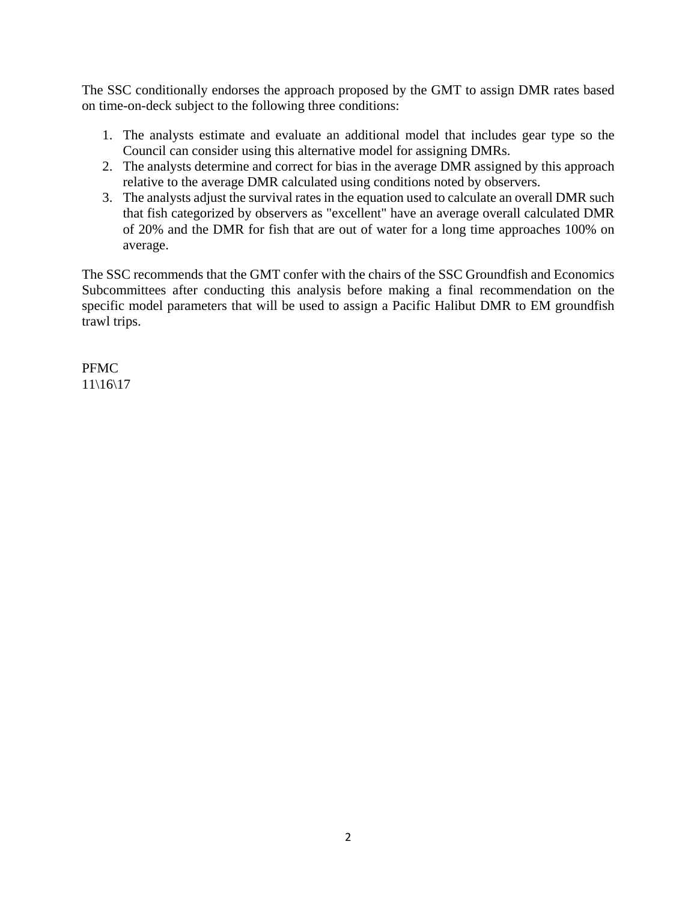The SSC conditionally endorses the approach proposed by the GMT to assign DMR rates based on time-on-deck subject to the following three conditions:

1. The analysts estimate and evaluate an additional model that includes gear type so the Council can consider using this alternative model for assigning DMRs.
2. The analysts determine and correct for bias in the average DMR assigned by this approach relative to the average DMR calculated using conditions noted by observers.
3. The analysts adjust the survival rates in the equation used to calculate an overall DMR such that fish categorized by observers as "excellent" have an average overall calculated DMR of 20% and the DMR for fish that are out of water for a long time approaches 100% on average.

The SSC recommends that the GMT confer with the chairs of the SSC Groundfish and Economics Subcommittees after conducting this analysis before making a final recommendation on the specific model parameters that will be used to assign a Pacific Halibut DMR to EM groundfish trawl trips.

PFMC
11\16\17